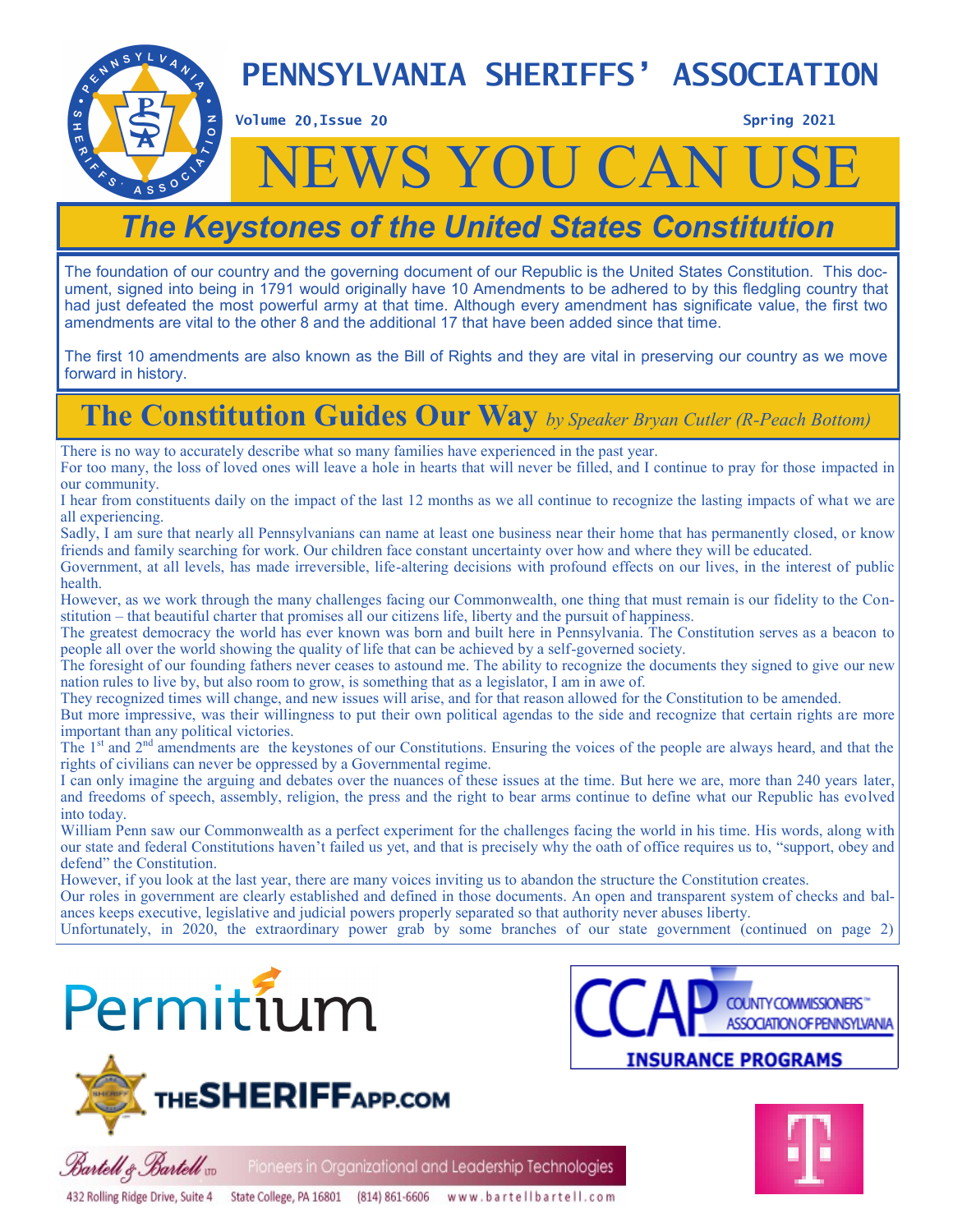# PENNSYLVANIA SHERIFFS' ASSOCIATION

Volume 20,Issue 20 Spring 2021

# NEWS YOU CAN USE

## The Keystones of the United States Constitution

The foundation of our country and the governing document of our Republic is the United States Constitution. This document, signed into being in 1791 would originally have 10 Amendments to be adhered to by this fledgling country that had just defeated the most powerful army at that time. Although every amendment has significant value, the first two amendments are vital to the other 8 and the additional 17 that have been added since that time.

The first 10 amendments are also known as the Bill of Rights and they are vital in preserving our country as we move forward in history.

## The Constitution Guides Our Way *by Speaker Bryan Cutler (R-Peach Bottom)*

There is no way to accurately describe what so many families have experienced in the past year.

For too many, the loss of loved ones will leave a hole in hearts that will never be filled, and I continue to pray for those impacted in our community.

I hear from constituents daily on the impact of the last 12 months as we all continue to recognize the lasting impacts of what we are all experiencing.

Sadly, I am sure that nearly all Pennsylvanians can name at least one business near their home that has permanently closed, or know friends and family searching for work. Our children face constant uncertainty over how and where they will be educated.

Government, at all levels, has made irreversible, life-altering decisions with profound effects on our lives, in the interest of public health.

However, as we work through the many challenges facing our Commonwealth, one thing that must remain is our fidelity to the Constitution – that beautiful charter that promises all our citizens life, liberty and the pursuit of happiness.

The greatest democracy the world has ever known was born and built here in Pennsylvania. The Constitution serves as a beacon to people all over the world showing the quality of life that can be achieved by a self-governed society.

The foresight of our founding fathers never ceases to astound me. The ability to recognize the documents they signed to give our new nation rules to live by, but also room to grow, is something that as a legislator, I am in awe of.

They recognized times will change, and new issues will arise, and for that reason allowed for the Constitution to be amended.

But more impressive, was their willingness to put their own political agendas to the side and recognize that certain rights are more important than any political victories.

The 1st and 2nd amendments are the keystones of our Constitutions. Ensuring the voices of the people are always heard, and that the rights of civilians can never be oppressed by a Governmental regime.

I can only imagine the arguing and debates over the nuances of these issues at the time. But here we are, more than 240 years later, and freedoms of speech, assembly, religion, the press and the right to bear arms continue to define what our Republic has evolved into today.

William Penn saw our Commonwealth as a perfect experiment for the challenges facing the world in his time. His words, along with our state and federal Constitutions haven't failed us yet, and that is precisely why the oath of office requires us to, "support, obey and defend" the Constitution.

However, if you look at the last year, there are many voices inviting us to abandon the structure the Constitution creates.

Our roles in government are clearly established and defined in those documents. An open and transparent system of checks and balances keeps executive, legislative and judicial powers properly separated so that authority never abuses liberty.

Unfortunately, in 2020, the extraordinary power grab by some branches of our state government (continued on page 2)

Permitium

CCAP COUNTY COMMISSIONERS ASSOCIATION OF PENNSYLVANIA INSURANCE PROGRAMS

THESHERIFFAPP.COM

Bartell & Bartell LTD Pioneers in Organizational and Leadership Technologies
432 Rolling Ridge Drive, Suite 4 State College, PA 16801 (814) 861-6606 www.bartellbartell.com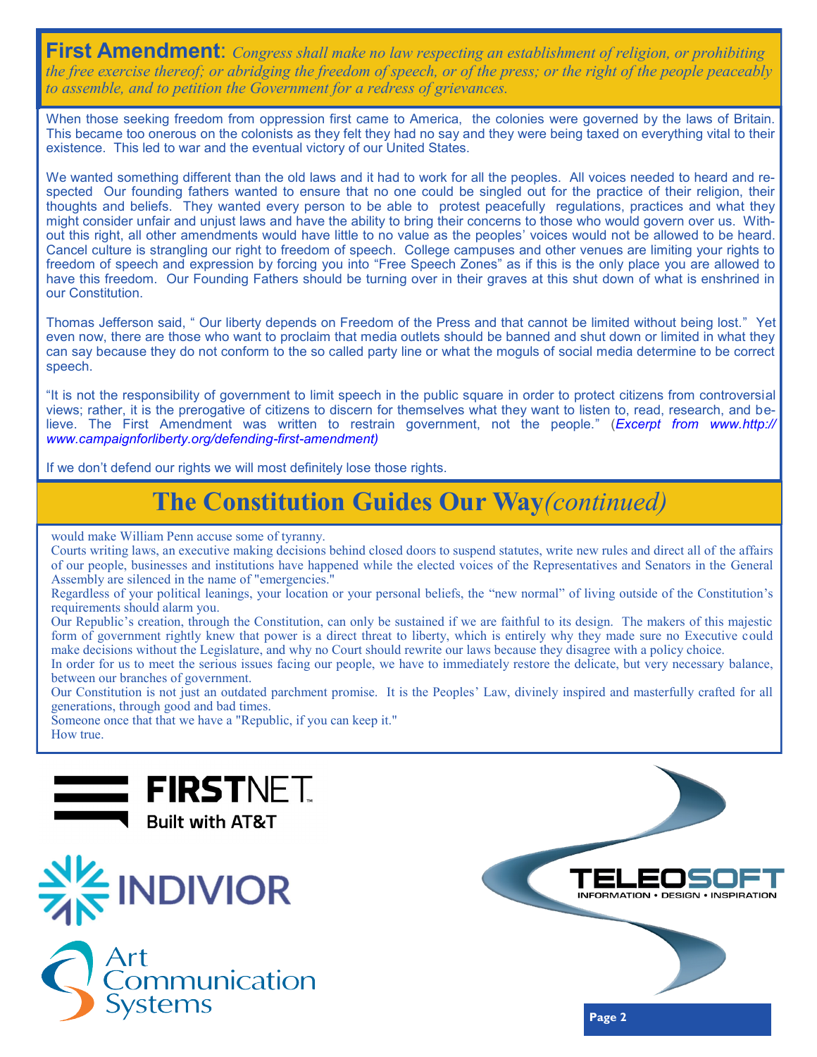**First Amendment**: *Congress shall make no law respecting an establishment of religion, or prohibiting the free exercise thereof; or abridging the freedom of speech, or of the press; or the right of the people peaceably to assemble, and to petition the Government for a redress of grievances.*

When those seeking freedom from oppression first came to America, the colonies were governed by the laws of Britain. This became too onerous on the colonists as they felt they had no say and they were being taxed on everything vital to their existence. This led to war and the eventual victory of our United States.

We wanted something different than the old laws and it had to work for all the peoples. All voices needed to heard and respected Our founding fathers wanted to ensure that no one could be singled out for the practice of their religion, their thoughts and beliefs. They wanted every person to be able to protest peacefully regulations, practices and what they might consider unfair and unjust laws and have the ability to bring their concerns to those who would govern over us. Without this right, all other amendments would have little to no value as the peoples' voices would not be allowed to be heard. Cancel culture is strangling our right to freedom of speech. College campuses and other venues are limiting your rights to freedom of speech and expression by forcing you into "Free Speech Zones" as if this is the only place you are allowed to have this freedom. Our Founding Fathers should be turning over in their graves at this shut down of what is enshrined in our Constitution.

Thomas Jefferson said, " Our liberty depends on Freedom of the Press and that cannot be limited without being lost." Yet even now, there are those who want to proclaim that media outlets should be banned and shut down or limited in what they can say because they do not conform to the so called party line or what the moguls of social media determine to be correct speech.

"It is not the responsibility of government to limit speech in the public square in order to protect citizens from controversial views; rather, it is the prerogative of citizens to discern for themselves what they want to listen to, read, research, and believe. The First Amendment was written to restrain government, not the people." (*Excerpt from www.http://www.campaignforliberty.org/defending-first-amendment)*

If we don't defend our rights we will most definitely lose those rights.

## The Constitution Guides Our Way *(continued)*

would make William Penn accuse some of tyranny.

Courts writing laws, an executive making decisions behind closed doors to suspend statutes, write new rules and direct all of the affairs of our people, businesses and institutions have happened while the elected voices of the Representatives and Senators in the General Assembly are silenced in the name of "emergencies."

Regardless of your political leanings, your location or your personal beliefs, the "new normal" of living outside of the Constitution's requirements should alarm you.

Our Republic's creation, through the Constitution, can only be sustained if we are faithful to its design. The makers of this majestic form of government rightly knew that power is a direct threat to liberty, which is entirely why they made sure no Executive could make decisions without the Legislature, and why no Court should rewrite our laws because they disagree with a policy choice.

In order for us to meet the serious issues facing our people, we have to immediately restore the delicate, but very necessary balance, between our branches of government.

Our Constitution is not just an outdated parchment promise. It is the Peoples' Law, divinely inspired and masterfully crafted for all generations, through good and bad times.

Someone once that that we have a "Republic, if you can keep it."

How true.

FIRSTNET Built with AT&T

INDIVIOR

Art Communication Systems

TELEOSOFT INFORMATION • DESIGN • INSPIRATION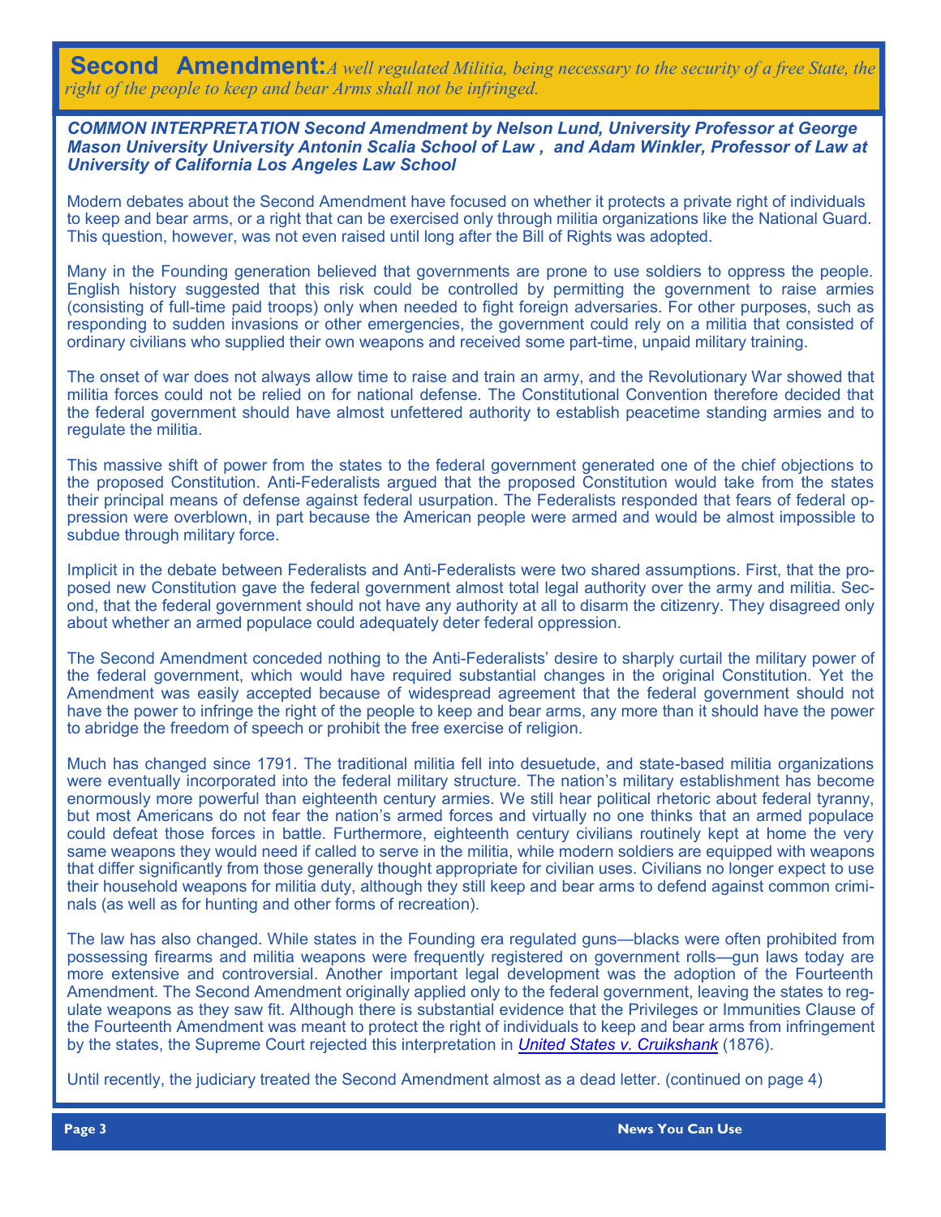**Second Amendment:** *A well regulated Militia, being necessary to the security of a free State, the right of the people to keep and bear Arms shall not be infringed.*

***COMMON INTERPRETATION Second Amendment by Nelson Lund, University Professor at George Mason University University Antonin Scalia School of Law , and Adam Winkler, Professor of Law at University of California Los Angeles Law School***

Modern debates about the Second Amendment have focused on whether it protects a private right of individuals to keep and bear arms, or a right that can be exercised only through militia organizations like the National Guard. This question, however, was not even raised until long after the Bill of Rights was adopted.

Many in the Founding generation believed that governments are prone to use soldiers to oppress the people. English history suggested that this risk could be controlled by permitting the government to raise armies (consisting of full-time paid troops) only when needed to fight foreign adversaries. For other purposes, such as responding to sudden invasions or other emergencies, the government could rely on a militia that consisted of ordinary civilians who supplied their own weapons and received some part-time, unpaid military training.

The onset of war does not always allow time to raise and train an army, and the Revolutionary War showed that militia forces could not be relied on for national defense. The Constitutional Convention therefore decided that the federal government should have almost unfettered authority to establish peacetime standing armies and to regulate the militia.

This massive shift of power from the states to the federal government generated one of the chief objections to the proposed Constitution. Anti-Federalists argued that the proposed Constitution would take from the states their principal means of defense against federal usurpation. The Federalists responded that fears of federal oppression were overblown, in part because the American people were armed and would be almost impossible to subdue through military force.

Implicit in the debate between Federalists and Anti-Federalists were two shared assumptions. First, that the proposed new Constitution gave the federal government almost total legal authority over the army and militia. Second, that the federal government should not have any authority at all to disarm the citizenry. They disagreed only about whether an armed populace could adequately deter federal oppression.

The Second Amendment conceded nothing to the Anti-Federalists' desire to sharply curtail the military power of the federal government, which would have required substantial changes in the original Constitution. Yet the Amendment was easily accepted because of widespread agreement that the federal government should not have the power to infringe the right of the people to keep and bear arms, any more than it should have the power to abridge the freedom of speech or prohibit the free exercise of religion.

Much has changed since 1791. The traditional militia fell into desuetude, and state-based militia organizations were eventually incorporated into the federal military structure. The nation's military establishment has become enormously more powerful than eighteenth century armies. We still hear political rhetoric about federal tyranny, but most Americans do not fear the nation's armed forces and virtually no one thinks that an armed populace could defeat those forces in battle. Furthermore, eighteenth century civilians routinely kept at home the very same weapons they would need if called to serve in the militia, while modern soldiers are equipped with weapons that differ significantly from those generally thought appropriate for civilian uses. Civilians no longer expect to use their household weapons for militia duty, although they still keep and bear arms to defend against common criminals (as well as for hunting and other forms of recreation).

The law has also changed. While states in the Founding era regulated guns—blacks were often prohibited from possessing firearms and militia weapons were frequently registered on government rolls—gun laws today are more extensive and controversial. Another important legal development was the adoption of the Fourteenth Amendment. The Second Amendment originally applied only to the federal government, leaving the states to regulate weapons as they saw fit. Although there is substantial evidence that the Privileges or Immunities Clause of the Fourteenth Amendment was meant to protect the right of individuals to keep and bear arms from infringement by the states, the Supreme Court rejected this interpretation in *United States v. Cruikshank* (1876).

Until recently, the judiciary treated the Second Amendment almost as a dead letter. (continued on page 4)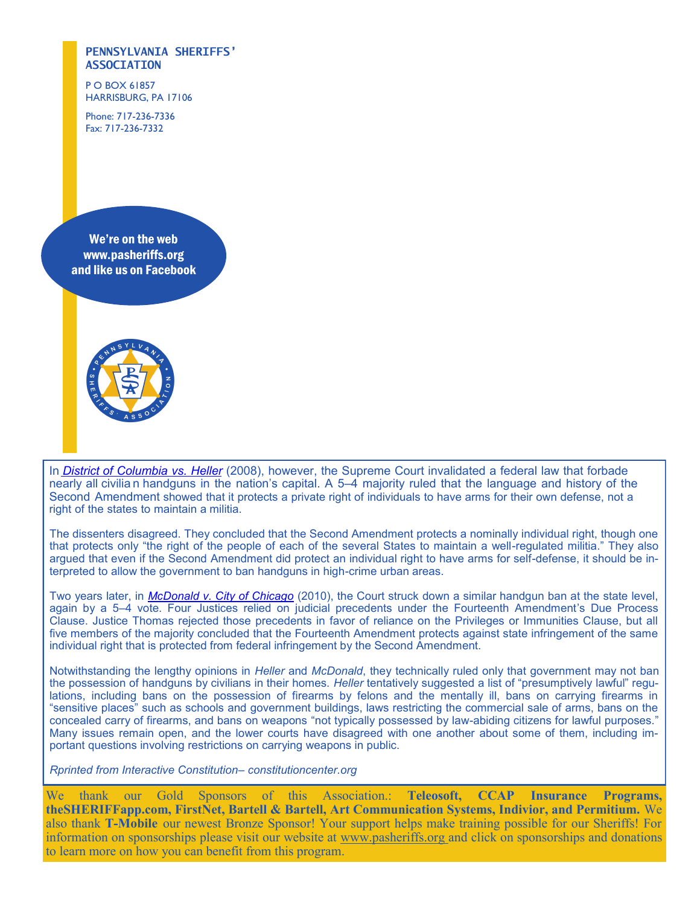**PENNSYLVANIA SHERIFFS' ASSOCIATION**

P O BOX 61857
HARRISBURG, PA 17106

Phone: 717-236-7336
Fax: 717-236-7332

We're on the web
www.pasheriffs.org
and like us on Facebook

In *District of Columbia vs. Heller* (2008), however, the Supreme Court invalidated a federal law that forbade nearly all civilian handguns in the nation's capital. A 5–4 majority ruled that the language and history of the Second Amendment showed that it protects a private right of individuals to have arms for their own defense, not a right of the states to maintain a militia.

The dissenters disagreed. They concluded that the Second Amendment protects a nominally individual right, though one that protects only "the right of the people of each of the several States to maintain a well-regulated militia." They also argued that even if the Second Amendment did protect an individual right to have arms for self-defense, it should be interpreted to allow the government to ban handguns in high-crime urban areas.

Two years later, in *McDonald v. City of Chicago* (2010), the Court struck down a similar handgun ban at the state level, again by a 5–4 vote. Four Justices relied on judicial precedents under the Fourteenth Amendment's Due Process Clause. Justice Thomas rejected those precedents in favor of reliance on the Privileges or Immunities Clause, but all five members of the majority concluded that the Fourteenth Amendment protects against state infringement of the same individual right that is protected from federal infringement by the Second Amendment.

Notwithstanding the lengthy opinions in *Heller* and *McDonald*, they technically ruled only that government may not ban the possession of handguns by civilians in their homes. *Heller* tentatively suggested a list of "presumptively lawful" regulations, including bans on the possession of firearms by felons and the mentally ill, bans on carrying firearms in "sensitive places" such as schools and government buildings, laws restricting the commercial sale of arms, bans on the concealed carry of firearms, and bans on weapons "not typically possessed by law-abiding citizens for lawful purposes." Many issues remain open, and the lower courts have disagreed with one another about some of them, including important questions involving restrictions on carrying weapons in public.

*Rprinted from Interactive Constitution– constitutioncenter.org*

We thank our Gold Sponsors of this Association.: **Teleosoft, CCAP Insurance Programs, theSHERIFFapp.com, FirstNet, Bartell & Bartell, Art Communication Systems, Indivior, and Permitium.** We also thank **T-Mobile** our newest Bronze Sponsor! Your support helps make training possible for our Sheriffs! For information on sponsorships please visit our website at www.pasheriffs.org and click on sponsorships and donations to learn more on how you can benefit from this program.